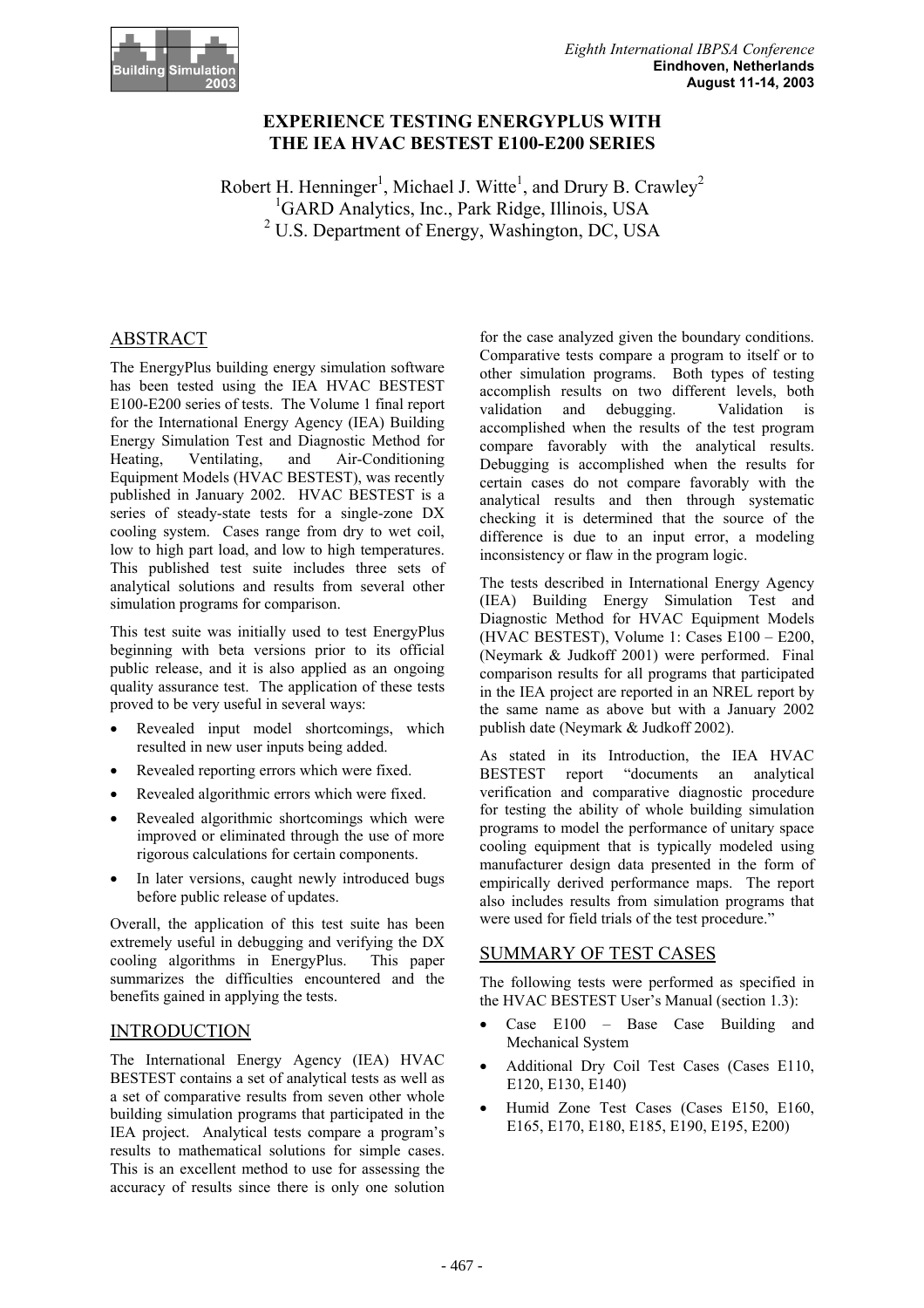# EXPERIENCE TESTING ENERGYPLUS WITH THE IEA HVAC BESTEST E100-E200 SERIES

Robert H. Henninger[1], Michael J. Witte[1], and Drury B. Crawley[2]

[1]GARD Analytics, Inc., Park Ridge, Illinois, USA

[2] U.S. Department of Energy, Washington, DC, USA

## ABSTRACT

The EnergyPlus building energy simulation software has been tested using the IEA HVAC BESTEST E100-E200 series of tests. The Volume 1 final report for the International Energy Agency (IEA) Building Energy Simulation Test and Diagnostic Method for Heating, Ventilating, and Air-Conditioning Equipment Models (HVAC BESTEST), was recently published in January 2002. HVAC BESTEST is a series of steady-state tests for a single-zone DX cooling system. Cases range from dry to wet coil, low to high part load, and low to high temperatures. This published test suite includes three sets of analytical solutions and results from several other simulation programs for comparison.

This test suite was initially used to test EnergyPlus beginning with beta versions prior to its official public release, and it is also applied as an ongoing quality assurance test. The application of these tests proved to be very useful in several ways:

- Revealed input model shortcomings, which resulted in new user inputs being added.
- Revealed reporting errors which were fixed.
- Revealed algorithmic errors which were fixed.
- Revealed algorithmic shortcomings which were improved or eliminated through the use of more rigorous calculations for certain components.
- In later versions, caught newly introduced bugs before public release of updates.

Overall, the application of this test suite has been extremely useful in debugging and verifying the DX cooling algorithms in EnergyPlus. This paper summarizes the difficulties encountered and the benefits gained in applying the tests.

## INTRODUCTION

The International Energy Agency (IEA) HVAC BESTEST contains a set of analytical tests as well as a set of comparative results from seven other whole building simulation programs that participated in the IEA project. Analytical tests compare a program's results to mathematical solutions for simple cases. This is an excellent method to use for assessing the accuracy of results since there is only one solution for the case analyzed given the boundary conditions. Comparative tests compare a program to itself or to other simulation programs. Both types of testing accomplish results on two different levels, both validation and debugging. Validation is accomplished when the results of the test program compare favorably with the analytical results. Debugging is accomplished when the results for certain cases do not compare favorably with the analytical results and then through systematic checking it is determined that the source of the difference is due to an input error, a modeling inconsistency or flaw in the program logic.

The tests described in International Energy Agency (IEA) Building Energy Simulation Test and Diagnostic Method for HVAC Equipment Models (HVAC BESTEST), Volume 1: Cases E100 – E200, (Neymark & Judkoff 2001) were performed. Final comparison results for all programs that participated in the IEA project are reported in an NREL report by the same name as above but with a January 2002 publish date (Neymark & Judkoff 2002).

As stated in its Introduction, the IEA HVAC BESTEST report "documents an analytical verification and comparative diagnostic procedure for testing the ability of whole building simulation programs to model the performance of unitary space cooling equipment that is typically modeled using manufacturer design data presented in the form of empirically derived performance maps. The report also includes results from simulation programs that were used for field trials of the test procedure."

## SUMMARY OF TEST CASES

The following tests were performed as specified in the HVAC BESTEST User's Manual (section 1.3):

- Case E100 – Base Case Building and Mechanical System
- Additional Dry Coil Test Cases (Cases E110, E120, E130, E140)
- Humid Zone Test Cases (Cases E150, E160, E165, E170, E180, E185, E190, E195, E200)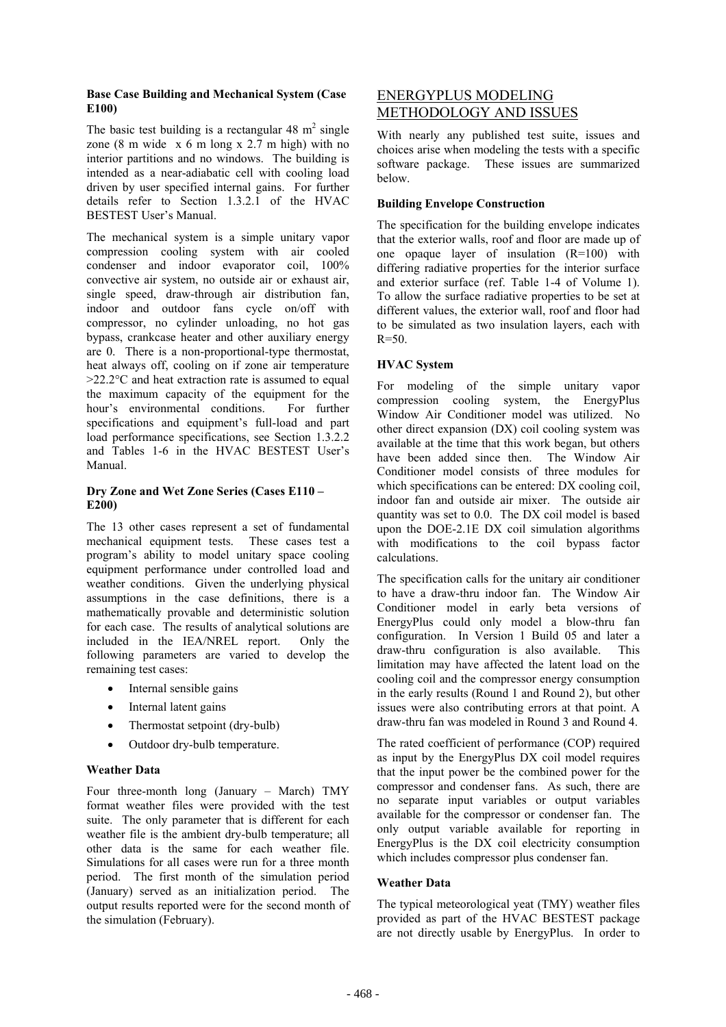**Base Case Building and Mechanical System (Case E100)**

The basic test building is a rectangular 48 m$^2$ single zone (8 m wide x 6 m long x 2.7 m high) with no interior partitions and no windows. The building is intended as a near-adiabatic cell with cooling load driven by user specified internal gains. For further details refer to Section 1.3.2.1 of the HVAC BESTEST User's Manual.

The mechanical system is a simple unitary vapor compression cooling system with air cooled condenser and indoor evaporator coil, 100% convective air system, no outside air or exhaust air, single speed, draw-through air distribution fan, indoor and outdoor fans cycle on/off with compressor, no cylinder unloading, no hot gas bypass, crankcase heater and other auxiliary energy are 0. There is a non-proportional-type thermostat, heat always off, cooling on if zone air temperature >22.2°C and heat extraction rate is assumed to equal the maximum capacity of the equipment for the hour's environmental conditions. For further specifications and equipment's full-load and part load performance specifications, see Section 1.3.2.2 and Tables 1-6 in the HVAC BESTEST User's Manual.

**Dry Zone and Wet Zone Series (Cases E110 – E200)**

The 13 other cases represent a set of fundamental mechanical equipment tests. These cases test a program's ability to model unitary space cooling equipment performance under controlled load and weather conditions. Given the underlying physical assumptions in the case definitions, there is a mathematically provable and deterministic solution for each case. The results of analytical solutions are included in the IEA/NREL report. Only the following parameters are varied to develop the remaining test cases:

- Internal sensible gains
- Internal latent gains
- Thermostat setpoint (dry-bulb)
- Outdoor dry-bulb temperature.

**Weather Data**

Four three-month long (January – March) TMY format weather files were provided with the test suite. The only parameter that is different for each weather file is the ambient dry-bulb temperature; all other data is the same for each weather file. Simulations for all cases were run for a three month period. The first month of the simulation period (January) served as an initialization period. The output results reported were for the second month of the simulation (February).

## ENERGYPLUS MODELING METHODOLOGY AND ISSUES

With nearly any published test suite, issues and choices arise when modeling the tests with a specific software package. These issues are summarized below.

**Building Envelope Construction**

The specification for the building envelope indicates that the exterior walls, roof and floor are made up of one opaque layer of insulation (R=100) with differing radiative properties for the interior surface and exterior surface (ref. Table 1-4 of Volume 1). To allow the surface radiative properties to be set at different values, the exterior wall, roof and floor had to be simulated as two insulation layers, each with R=50.

**HVAC System**

For modeling of the simple unitary vapor compression cooling system, the EnergyPlus Window Air Conditioner model was utilized. No other direct expansion (DX) coil cooling system was available at the time that this work began, but others have been added since then. The Window Air Conditioner model consists of three modules for which specifications can be entered: DX cooling coil, indoor fan and outside air mixer. The outside air quantity was set to 0.0. The DX coil model is based upon the DOE-2.1E DX coil simulation algorithms with modifications to the coil bypass factor calculations.

The specification calls for the unitary air conditioner to have a draw-thru indoor fan. The Window Air Conditioner model in early beta versions of EnergyPlus could only model a blow-thru fan configuration. In Version 1 Build 05 and later a draw-thru configuration is also available. This limitation may have affected the latent load on the cooling coil and the compressor energy consumption in the early results (Round 1 and Round 2), but other issues were also contributing errors at that point. A draw-thru fan was modeled in Round 3 and Round 4.

The rated coefficient of performance (COP) required as input by the EnergyPlus DX coil model requires that the input power be the combined power for the compressor and condenser fans. As such, there are no separate input variables or output variables available for the compressor or condenser fan. The only output variable available for reporting in EnergyPlus is the DX coil electricity consumption which includes compressor plus condenser fan.

**Weather Data**

The typical meteorological yeat (TMY) weather files provided as part of the HVAC BESTEST package are not directly usable by EnergyPlus. In order to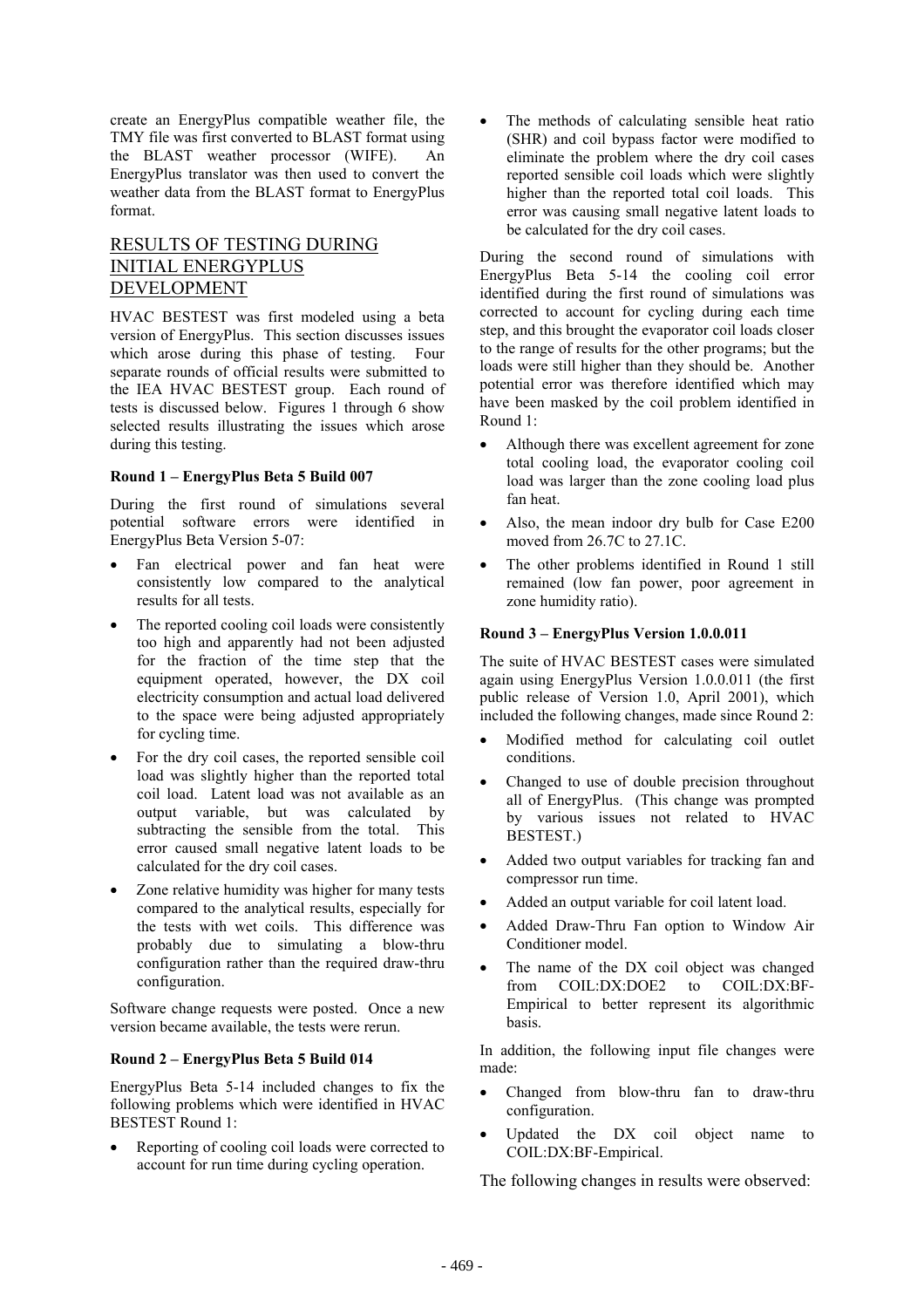create an EnergyPlus compatible weather file, the TMY file was first converted to BLAST format using the BLAST weather processor (WIFE). An EnergyPlus translator was then used to convert the weather data from the BLAST format to EnergyPlus format.

## RESULTS OF TESTING DURING INITIAL ENERGYPLUS DEVELOPMENT

HVAC BESTEST was first modeled using a beta version of EnergyPlus. This section discusses issues which arose during this phase of testing. Four separate rounds of official results were submitted to the IEA HVAC BESTEST group. Each round of tests is discussed below. Figures 1 through 6 show selected results illustrating the issues which arose during this testing.

**Round 1 – EnergyPlus Beta 5 Build 007**

During the first round of simulations several potential software errors were identified in EnergyPlus Beta Version 5-07:

- Fan electrical power and fan heat were consistently low compared to the analytical results for all tests.
- The reported cooling coil loads were consistently too high and apparently had not been adjusted for the fraction of the time step that the equipment operated, however, the DX coil electricity consumption and actual load delivered to the space were being adjusted appropriately for cycling time.
- For the dry coil cases, the reported sensible coil load was slightly higher than the reported total coil load. Latent load was not available as an output variable, but was calculated by subtracting the sensible from the total. This error caused small negative latent loads to be calculated for the dry coil cases.
- Zone relative humidity was higher for many tests compared to the analytical results, especially for the tests with wet coils. This difference was probably due to simulating a blow-thru configuration rather than the required draw-thru configuration.

Software change requests were posted. Once a new version became available, the tests were rerun.

**Round 2 – EnergyPlus Beta 5 Build 014**

EnergyPlus Beta 5-14 included changes to fix the following problems which were identified in HVAC BESTEST Round 1:

- Reporting of cooling coil loads were corrected to account for run time during cycling operation.
- The methods of calculating sensible heat ratio (SHR) and coil bypass factor were modified to eliminate the problem where the dry coil cases reported sensible coil loads which were slightly higher than the reported total coil loads. This error was causing small negative latent loads to be calculated for the dry coil cases.

During the second round of simulations with EnergyPlus Beta 5-14 the cooling coil error identified during the first round of simulations was corrected to account for cycling during each time step, and this brought the evaporator coil loads closer to the range of results for the other programs; but the loads were still higher than they should be. Another potential error was therefore identified which may have been masked by the coil problem identified in Round 1:

- Although there was excellent agreement for zone total cooling load, the evaporator cooling coil load was larger than the zone cooling load plus fan heat.
- Also, the mean indoor dry bulb for Case E200 moved from 26.7C to 27.1C.
- The other problems identified in Round 1 still remained (low fan power, poor agreement in zone humidity ratio).

**Round 3 – EnergyPlus Version 1.0.0.011**

The suite of HVAC BESTEST cases were simulated again using EnergyPlus Version 1.0.0.011 (the first public release of Version 1.0, April 2001), which included the following changes, made since Round 2:

- Modified method for calculating coil outlet conditions.
- Changed to use of double precision throughout all of EnergyPlus. (This change was prompted by various issues not related to HVAC BESTEST.)
- Added two output variables for tracking fan and compressor run time.
- Added an output variable for coil latent load.
- Added Draw-Thru Fan option to Window Air Conditioner model.
- The name of the DX coil object was changed from COIL:DX:DOE2 to COIL:DX:BF-Empirical to better represent its algorithmic basis.

In addition, the following input file changes were made:

- Changed from blow-thru fan to draw-thru configuration.
- Updated the DX coil object name to COIL:DX:BF-Empirical.

The following changes in results were observed: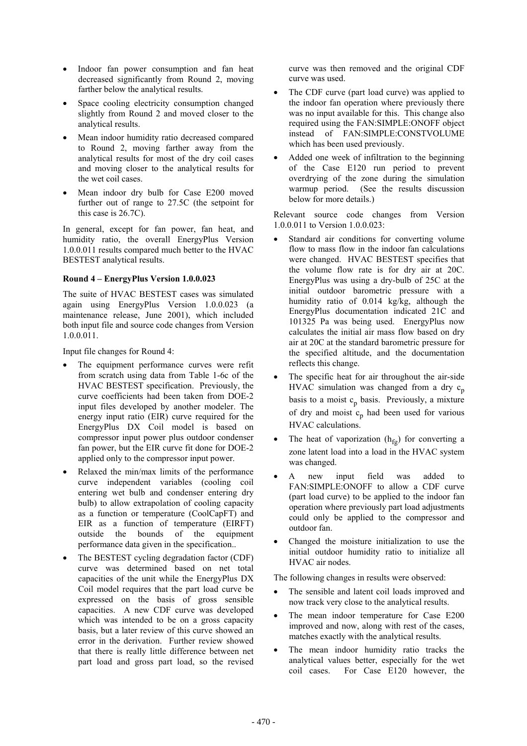- Indoor fan power consumption and fan heat decreased significantly from Round 2, moving farther below the analytical results.
- Space cooling electricity consumption changed slightly from Round 2 and moved closer to the analytical results.
- Mean indoor humidity ratio decreased compared to Round 2, moving farther away from the analytical results for most of the dry coil cases and moving closer to the analytical results for the wet coil cases.
- Mean indoor dry bulb for Case E200 moved further out of range to 27.5C (the setpoint for this case is 26.7C).

In general, except for fan power, fan heat, and humidity ratio, the overall EnergyPlus Version 1.0.0.011 results compared much better to the HVAC BESTEST analytical results.

**Round 4 – EnergyPlus Version 1.0.0.023**

The suite of HVAC BESTEST cases was simulated again using EnergyPlus Version 1.0.0.023 (a maintenance release, June 2001), which included both input file and source code changes from Version 1.0.0.011.

Input file changes for Round 4:

- The equipment performance curves were refit from scratch using data from Table 1-6c of the HVAC BESTEST specification. Previously, the curve coefficients had been taken from DOE-2 input files developed by another modeler. The energy input ratio (EIR) curve required for the EnergyPlus DX Coil model is based on compressor input power plus outdoor condenser fan power, but the EIR curve fit done for DOE-2 applied only to the compressor input power.
- Relaxed the min/max limits of the performance curve independent variables (cooling coil entering wet bulb and condenser entering dry bulb) to allow extrapolation of cooling capacity as a function or temperature (CoolCapFT) and EIR as a function of temperature (EIRFT) outside the bounds of the equipment performance data given in the specification..
- The BESTEST cycling degradation factor (CDF) curve was determined based on net total capacities of the unit while the EnergyPlus DX Coil model requires that the part load curve be expressed on the basis of gross sensible capacities. A new CDF curve was developed which was intended to be on a gross capacity basis, but a later review of this curve showed an error in the derivation. Further review showed that there is really little difference between net part load and gross part load, so the revised curve was then removed and the original CDF curve was used.
- The CDF curve (part load curve) was applied to the indoor fan operation where previously there was no input available for this. This change also required using the FAN:SIMPLE:ONOFF object instead of FAN:SIMPLE:CONSTVOLUME which has been used previously.
- Added one week of infiltration to the beginning of the Case E120 run period to prevent overdrying of the zone during the simulation warmup period. (See the results discussion below for more details.)

Relevant source code changes from Version 1.0.0.011 to Version 1.0.0.023:

- Standard air conditions for converting volume flow to mass flow in the indoor fan calculations were changed. HVAC BESTEST specifies that the volume flow rate is for dry air at 20C. EnergyPlus was using a dry-bulb of 25C at the initial outdoor barometric pressure with a humidity ratio of 0.014 kg/kg, although the EnergyPlus documentation indicated 21C and 101325 Pa was being used. EnergyPlus now calculates the initial air mass flow based on dry air at 20C at the standard barometric pressure for the specified altitude, and the documentation reflects this change.
- The specific heat for air throughout the air-side HVAC simulation was changed from a dry $c_p$ basis to a moist $c_p$ basis. Previously, a mixture of dry and moist $c_p$ had been used for various HVAC calculations.
- The heat of vaporization ($h_{fg}$) for converting a zone latent load into a load in the HVAC system was changed.
- A new input field was added to FAN:SIMPLE:ONOFF to allow a CDF curve (part load curve) to be applied to the indoor fan operation where previously part load adjustments could only be applied to the compressor and outdoor fan.
- Changed the moisture initialization to use the initial outdoor humidity ratio to initialize all HVAC air nodes.

The following changes in results were observed:

- The sensible and latent coil loads improved and now track very close to the analytical results.
- The mean indoor temperature for Case E200 improved and now, along with rest of the cases, matches exactly with the analytical results.
- The mean indoor humidity ratio tracks the analytical values better, especially for the wet coil cases. For Case E120 however, the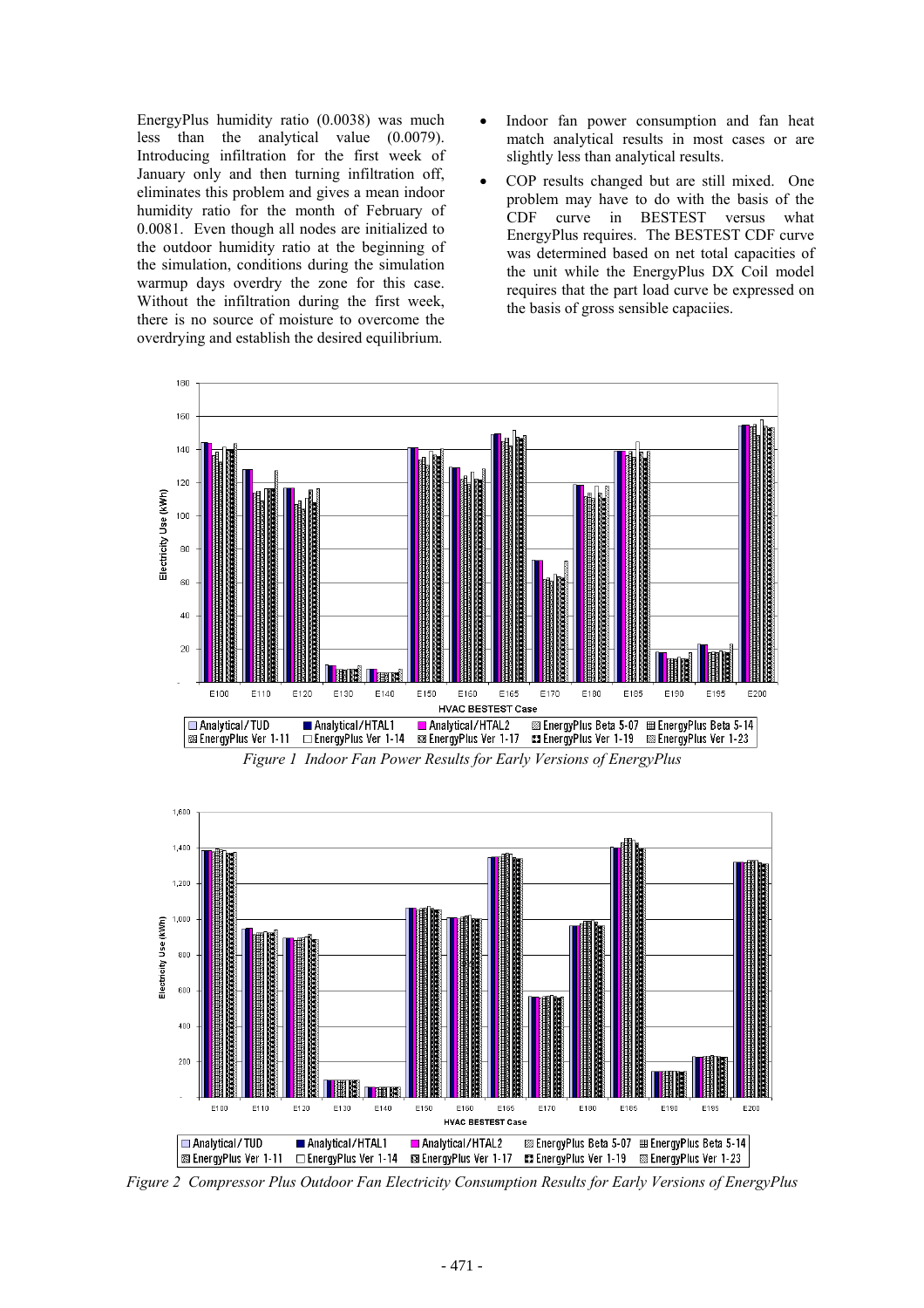EnergyPlus humidity ratio (0.0038) was much less than the analytical value (0.0079). Introducing infiltration for the first week of January only and then turning infiltration off, eliminates this problem and gives a mean indoor humidity ratio for the month of February of 0.0081. Even though all nodes are initialized to the outdoor humidity ratio at the beginning of the simulation, conditions during the simulation warmup days overdry the zone for this case. Without the infiltration during the first week, there is no source of moisture to overcome the overdrying and establish the desired equilibrium.

- Indoor fan power consumption and fan heat match analytical results in most cases or are slightly less than analytical results.
- COP results changed but are still mixed. One problem may have to do with the basis of the CDF curve in BESTEST versus what EnergyPlus requires. The BESTEST CDF curve was determined based on net total capacities of the unit while the EnergyPlus DX Coil model requires that the part load curve be expressed on the basis of gross sensible capaciies.

*Figure 1 Indoor Fan Power Results for Early Versions of EnergyPlus*

*Figure 2 Compressor Plus Outdoor Fan Electricity Consumption Results for Early Versions of EnergyPlus*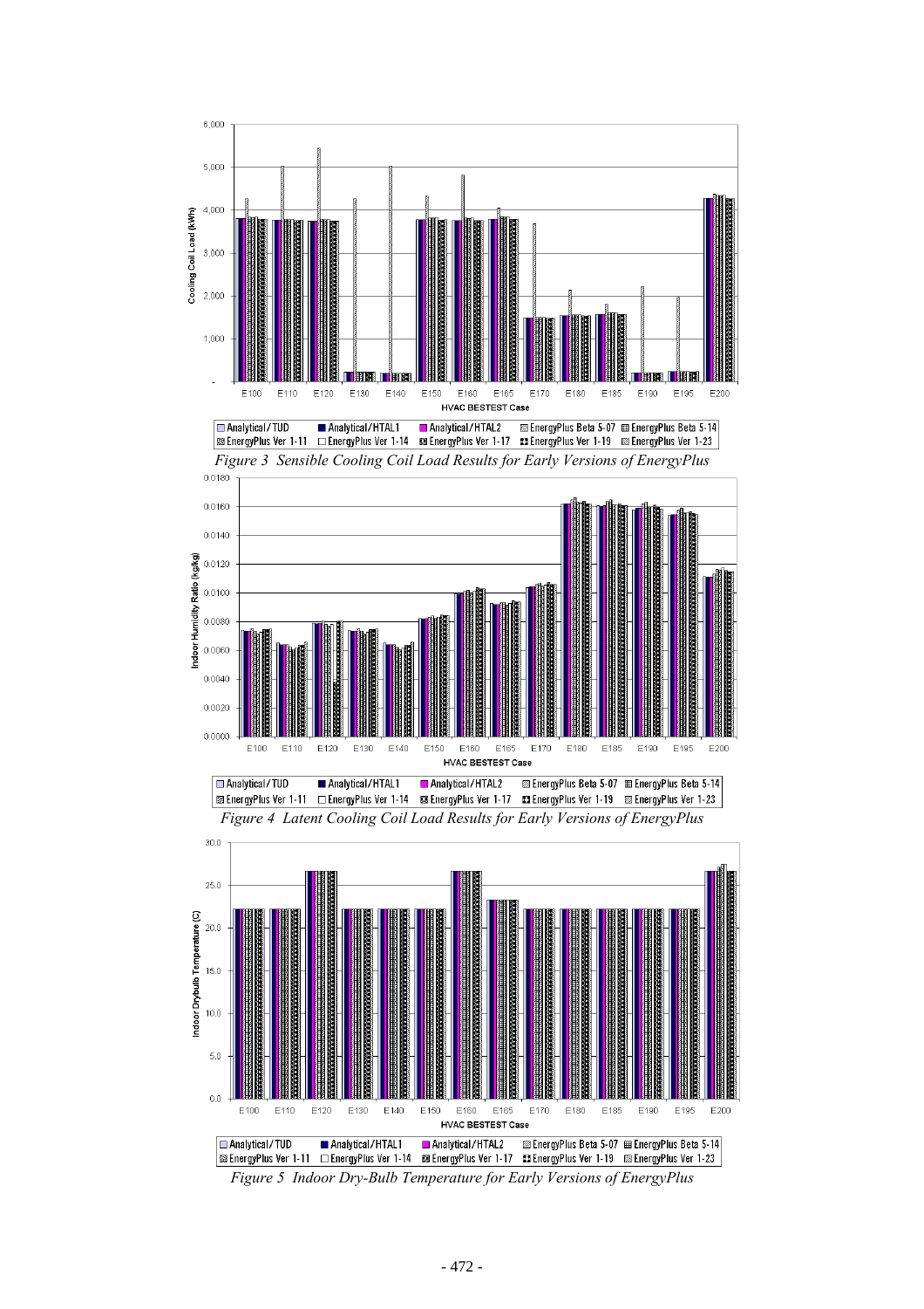Figure 3 Sensible Cooling Coil Load Results for Early Versions of EnergyPlus

Figure 4 Latent Cooling Coil Load Results for Early Versions of EnergyPlus

Figure 5 Indoor Dry-Bulb Temperature for Early Versions of EnergyPlus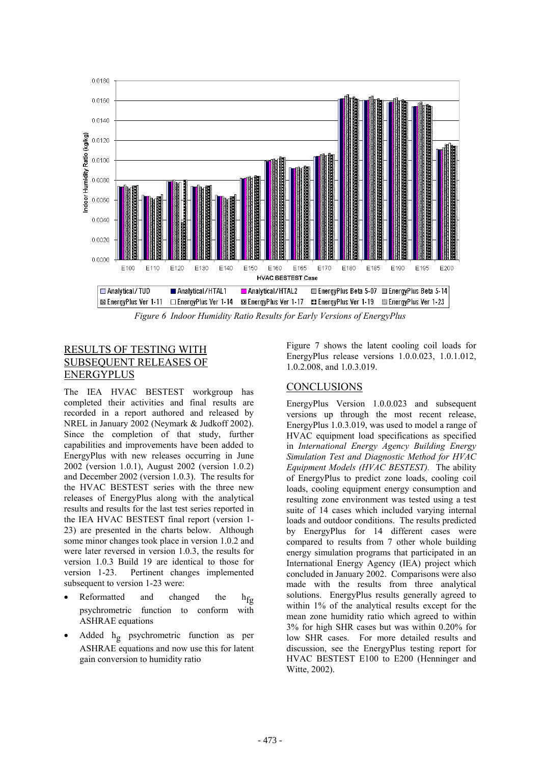*Figure 6 Indoor Humidity Ratio Results for Early Versions of EnergyPlus*

## RESULTS OF TESTING WITH SUBSEQUENT RELEASES OF ENERGYPLUS

The IEA HVAC BESTEST workgroup has completed their activities and final results are recorded in a report authored and released by NREL in January 2002 (Neymark & Judkoff 2002). Since the completion of that study, further capabilities and improvements have been added to EnergyPlus with new releases occurring in June 2002 (version 1.0.1), August 2002 (version 1.0.2) and December 2002 (version 1.0.3). The results for the HVAC BESTEST series with the three new releases of EnergyPlus along with the analytical results and results for the last test series reported in the IEA HVAC BESTEST final report (version 1-23) are presented in the charts below. Although some minor changes took place in version 1.0.2 and were later reversed in version 1.0.3, the results for version 1.0.3 Build 19 are identical to those for version 1-23. Pertinent changes implemented subsequent to version 1-23 were:

- Reformatted and changed the $h_{fg}$ psychrometric function to conform with ASHRAE equations
- Added $h_g$ psychrometric function as per ASHRAE equations and now use this for latent gain conversion to humidity ratio

Figure 7 shows the latent cooling coil loads for EnergyPlus release versions 1.0.0.023, 1.0.1.012, 1.0.2.008, and 1.0.3.019.

## CONCLUSIONS

EnergyPlus Version 1.0.0.023 and subsequent versions up through the most recent release, EnergyPlus 1.0.3.019, was used to model a range of HVAC equipment load specifications as specified in *International Energy Agency Building Energy Simulation Test and Diagnostic Method for HVAC Equipment Models (HVAC BESTEST).* The ability of EnergyPlus to predict zone loads, cooling coil loads, cooling equipment energy consumption and resulting zone environment was tested using a test suite of 14 cases which included varying internal loads and outdoor conditions. The results predicted by EnergyPlus for 14 different cases were compared to results from 7 other whole building energy simulation programs that participated in an International Energy Agency (IEA) project which concluded in January 2002. Comparisons were also made with the results from three analytical solutions. EnergyPlus results generally agreed to within 1% of the analytical results except for the mean zone humidity ratio which agreed to within 3% for high SHR cases but was within 0.20% for low SHR cases. For more detailed results and discussion, see the EnergyPlus testing report for HVAC BESTEST E100 to E200 (Henninger and Witte, 2002).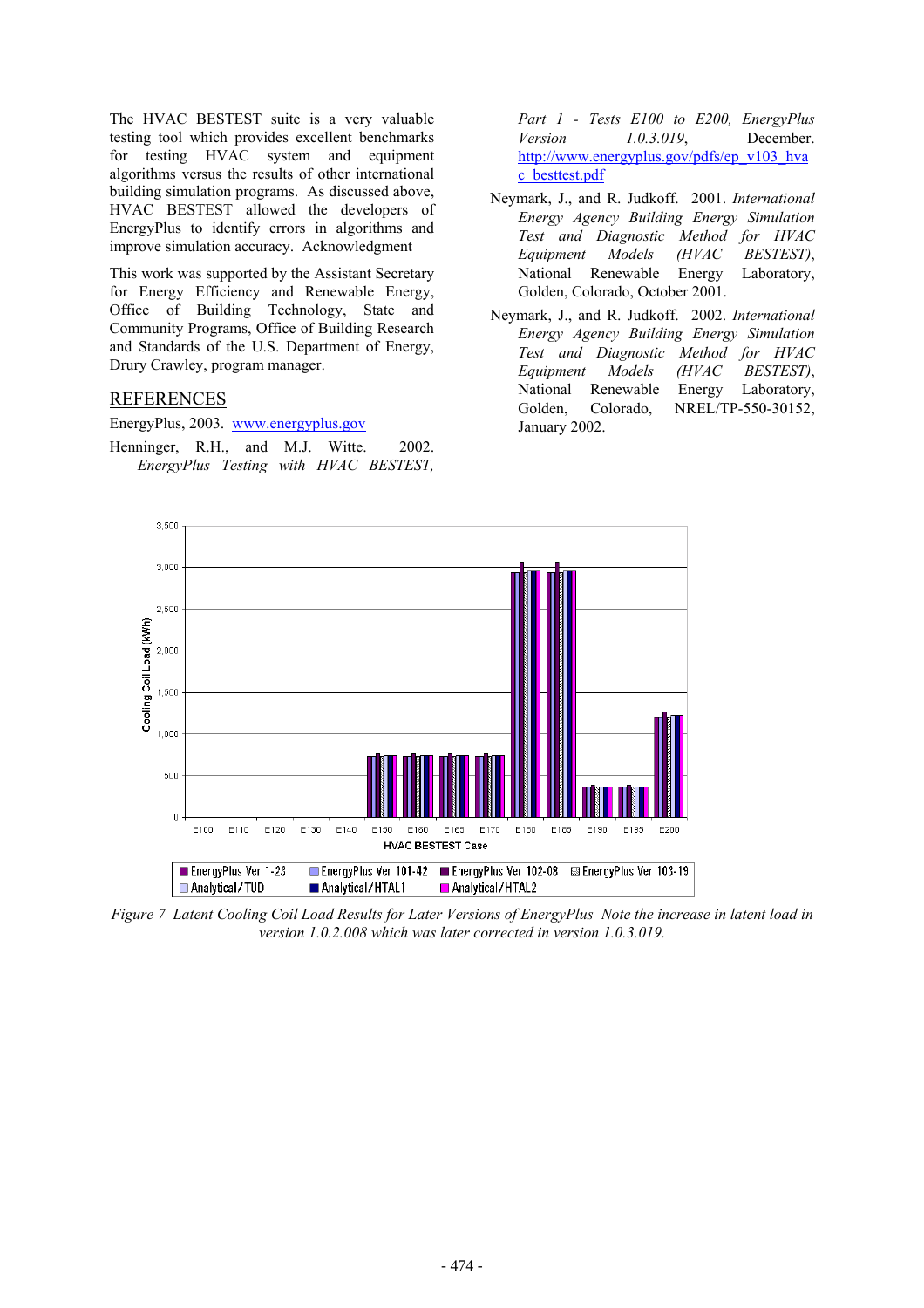The HVAC BESTEST suite is a very valuable testing tool which provides excellent benchmarks for testing HVAC system and equipment algorithms versus the results of other international building simulation programs. As discussed above, HVAC BESTEST allowed the developers of EnergyPlus to identify errors in algorithms and improve simulation accuracy. Acknowledgment

This work was supported by the Assistant Secretary for Energy Efficiency and Renewable Energy, Office of Building Technology, State and Community Programs, Office of Building Research and Standards of the U.S. Department of Energy, Drury Crawley, program manager.

## REFERENCES

EnergyPlus, 2003. www.energyplus.gov

Henninger, R.H., and M.J. Witte. 2002. *EnergyPlus Testing with HVAC BESTEST, Part 1 - Tests E100 to E200, EnergyPlus Version 1.0.3.019*, December. http://www.energyplus.gov/pdfs/ep_v103_hvac_besttest.pdf

Neymark, J., and R. Judkoff. 2001. *International Energy Agency Building Energy Simulation Test and Diagnostic Method for HVAC Equipment Models (HVAC BESTEST)*, National Renewable Energy Laboratory, Golden, Colorado, October 2001.

Neymark, J., and R. Judkoff. 2002. *International Energy Agency Building Energy Simulation Test and Diagnostic Method for HVAC Equipment Models (HVAC BESTEST)*, National Renewable Energy Laboratory, Golden, Colorado, NREL/TP-550-30152, January 2002.

Cooling Coil Load (kWh)

3,500
3,000
2,500
2,000
1,500
1,000
500
0

E100 E110 E120 E130 E140 E150 E160 E165 E170 E180 E185 E190 E195 E200

HVAC BESTEST Case

EnergyPlus Ver 1-23
EnergyPlus Ver 101-42
EnergyPlus Ver 102-08
EnergyPlus Ver 103-19
Analytical/TUD
Analytical/HTAL1
Analytical/HTAL2

*Figure 7 Latent Cooling Coil Load Results for Later Versions of EnergyPlus Note the increase in latent load in version 1.0.2.008 which was later corrected in version 1.0.3.019.*